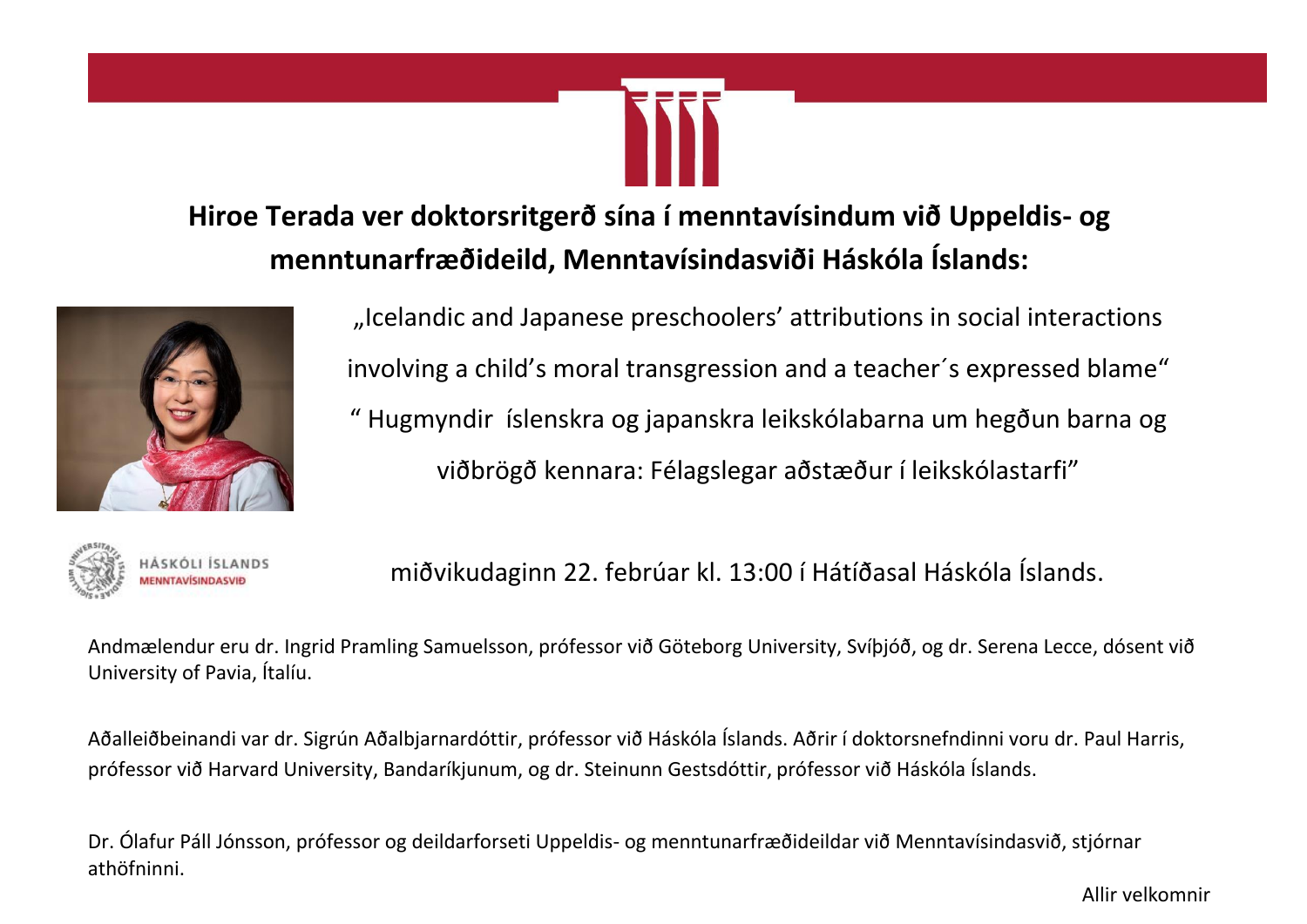## Hiroe Terada ver doktorsritgerð sína í menntavísindum við Uppeldis- og menntunarfræðideild, Menntavísindasviði Háskóla Íslands:

„Icelandic and Japanese preschoolers' attributions in social interactions involving a child's moral transgression and a teacher´s expressed blame"

" Hugmyndir íslenskra og japanskra leikskólabarna um hegðun barna og viðbrögð kennara: Félagslegar aðstæður í leikskólastarfi"

HÁSKÓLI ÍSLANDS
MENNTAVÍSINDASVIÐ

miðvikudaginn 22. febrúar kl. 13:00 í Hátíðasal Háskóla Íslands.

Andmælendur eru dr. Ingrid Pramling Samuelsson, prófessor við Göteborg University, Svíþjóð, og dr. Serena Lecce, dósent við University of Pavia, Ítalíu.

Aðalleiðbeinandi var dr. Sigrún Aðalbjarnardóttir, prófessor við Háskóla Íslands. Aðrir í doktorsnefndinni voru dr. Paul Harris, prófessor við Harvard University, Bandaríkjunum, og dr. Steinunn Gestsdóttir, prófessor við Háskóla Íslands.

Dr. Ólafur Páll Jónsson, prófessor og deildarforseti Uppeldis- og menntunarfræðideildar við Menntavísindasvið, stjórnar athöfninni.

Allir velkomnir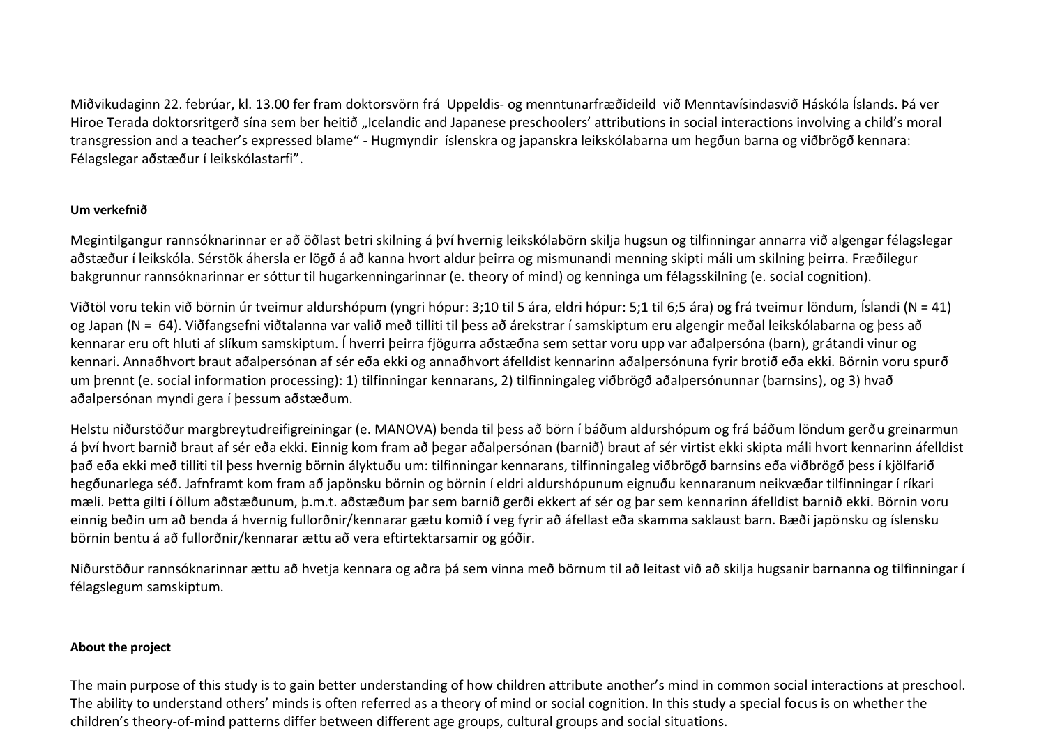Miðvikudaginn 22. febrúar, kl. 13.00 fer fram doktorsvörn frá Uppeldis- og menntunarfræðideild við Menntavísindasvið Háskóla Íslands. Þá ver Hiroe Terada doktorsritgerð sína sem ber heitið „Icelandic and Japanese preschoolers' attributions in social interactions involving a child's moral transgression and a teacher's expressed blame" - Hugmyndir íslenskra og japanskra leikskólabarna um hegðun barna og viðbrögð kennara: Félagslegar aðstæður í leikskólastarfi".

**Um verkefnið**

Megintilgangur rannsóknarinnar er að öðlast betri skilning á því hvernig leikskólabörn skilja hugsun og tilfinningar annarra við algengar félagslegar aðstæður í leikskóla. Sérstök áhersla er lögð á að kanna hvort aldur þeirra og mismunandi menning skipti máli um skilning þeirra. Fræðilegur bakgrunnur rannsóknarinnar er sóttur til hugarkenningarinnar (e. theory of mind) og kenninga um félagsskilning (e. social cognition).

Viðtöl voru tekin við börnin úr tveimur aldurshópum (yngri hópur: 3;10 til 5 ára, eldri hópur: 5;1 til 6;5 ára) og frá tveimur löndum, Íslandi (N = 41) og Japan (N = 64). Viðfangsefni viðtalanna var valið með tilliti til þess að árekstrar í samskiptum eru algengir meðal leikskólabarna og þess að kennarar eru oft hluti af slíkum samskiptum. Í hverri þeirra fjögurra aðstæðna sem settar voru upp var aðalpersóna (barn), grátandi vinur og kennari. Annaðhvort braut aðalpersónan af sér eða ekki og annaðhvort áfelldist kennarinn aðalpersónuna fyrir brotið eða ekki. Börnin voru spurð um þrennt (e. social information processing): 1) tilfinningar kennarans, 2) tilfinningaleg viðbrögð aðalpersónunnar (barnsins), og 3) hvað aðalpersónan myndi gera í þessum aðstæðum.

Helstu niðurstöður margbreytudreifigreiningar (e. MANOVA) benda til þess að börn í báðum aldurshópum og frá báðum löndum gerðu greinarmun á því hvort barnið braut af sér eða ekki. Einnig kom fram að þegar aðalpersónan (barnið) braut af sér virtist ekki skipta máli hvort kennarinn áfelldist það eða ekki með tilliti til þess hvernig börnin ályktuðu um: tilfinningar kennarans, tilfinningaleg viðbrögð barnsins eða viðbrögð þess í kjölfarið hegðunarlega séð. Jafnframt kom fram að japönsku börnin og börnin í eldri aldurshópunum eignuðu kennaranum neikvæðar tilfinningar í ríkari mæli. Þetta gilti í öllum aðstæðunum, þ.m.t. aðstæðum þar sem barnið gerði ekkert af sér og þar sem kennarinn áfelldist barnið ekki. Börnin voru einnig beðin um að benda á hvernig fullorðnir/kennarar gætu komið í veg fyrir að áfellast eða skamma saklaust barn. Bæði japönsku og íslensku börnin bentu á að fullorðnir/kennarar ættu að vera eftirtektarsamir og góðir.

Niðurstöður rannsóknarinnar ættu að hvetja kennara og aðra þá sem vinna með börnum til að leitast við að skilja hugsanir barnanna og tilfinningar í félagslegum samskiptum.

**About the project**

The main purpose of this study is to gain better understanding of how children attribute another's mind in common social interactions at preschool. The ability to understand others' minds is often referred as a theory of mind or social cognition. In this study a special focus is on whether the children's theory-of-mind patterns differ between different age groups, cultural groups and social situations.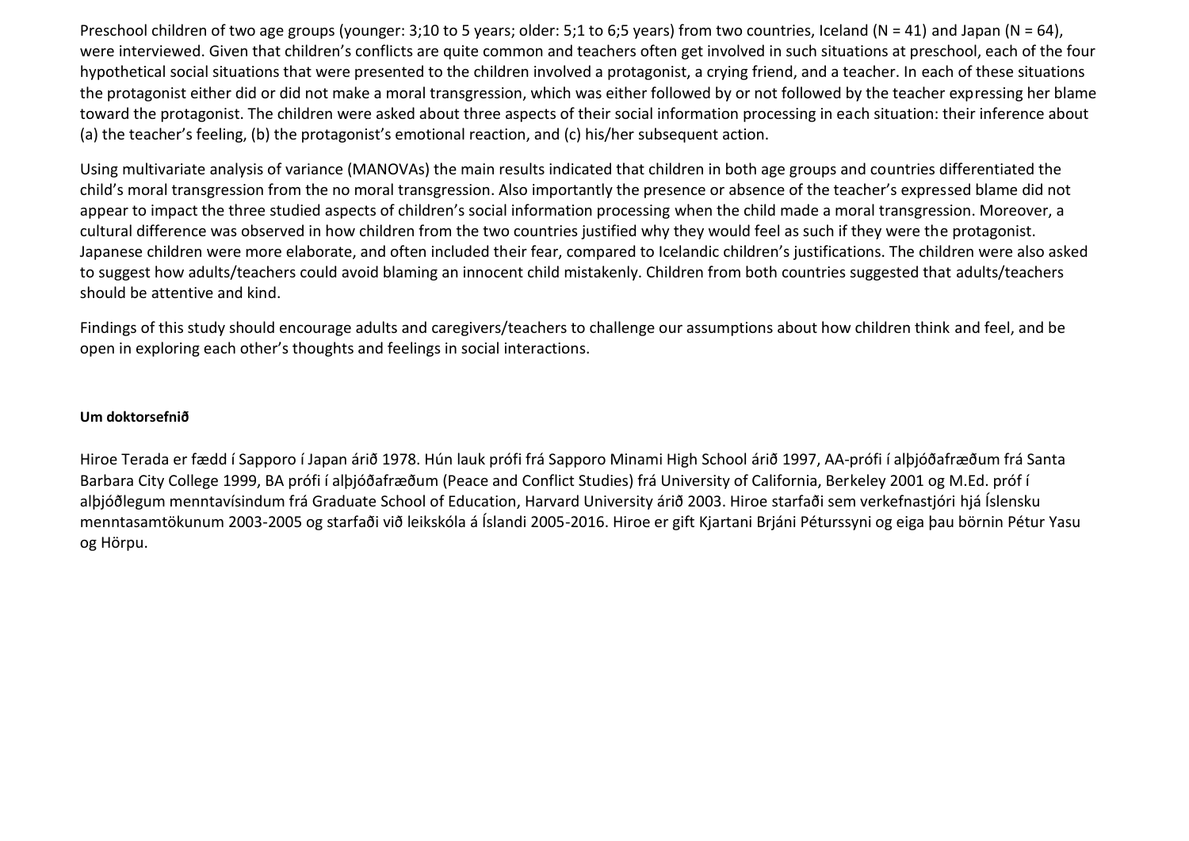Preschool children of two age groups (younger: 3;10 to 5 years; older: 5;1 to 6;5 years) from two countries, Iceland (N = 41) and Japan (N = 64), were interviewed. Given that children's conflicts are quite common and teachers often get involved in such situations at preschool, each of the four hypothetical social situations that were presented to the children involved a protagonist, a crying friend, and a teacher. In each of these situations the protagonist either did or did not make a moral transgression, which was either followed by or not followed by the teacher expressing her blame toward the protagonist. The children were asked about three aspects of their social information processing in each situation: their inference about (a) the teacher's feeling, (b) the protagonist's emotional reaction, and (c) his/her subsequent action.

Using multivariate analysis of variance (MANOVAs) the main results indicated that children in both age groups and countries differentiated the child's moral transgression from the no moral transgression. Also importantly the presence or absence of the teacher's expressed blame did not appear to impact the three studied aspects of children's social information processing when the child made a moral transgression. Moreover, a cultural difference was observed in how children from the two countries justified why they would feel as such if they were the protagonist. Japanese children were more elaborate, and often included their fear, compared to Icelandic children's justifications. The children were also asked to suggest how adults/teachers could avoid blaming an innocent child mistakenly. Children from both countries suggested that adults/teachers should be attentive and kind.

Findings of this study should encourage adults and caregivers/teachers to challenge our assumptions about how children think and feel, and be open in exploring each other's thoughts and feelings in social interactions.

**Um doktorsefnið**

Hiroe Terada er fædd í Sapporo í Japan árið 1978. Hún lauk prófi frá Sapporo Minami High School árið 1997, AA-prófi í alþjóðafræðum frá Santa Barbara City College 1999, BA prófi í alþjóðafræðum (Peace and Conflict Studies) frá University of California, Berkeley 2001 og M.Ed. próf í alþjóðlegum menntavísindum frá Graduate School of Education, Harvard University árið 2003. Hiroe starfaði sem verkefnastjóri hjá Íslensku menntasamtökunum 2003-2005 og starfaði við leikskóla á Íslandi 2005-2016. Hiroe er gift Kjartani Brjáni Péturssyni og eiga þau börnin Pétur Yasu og Hörpu.